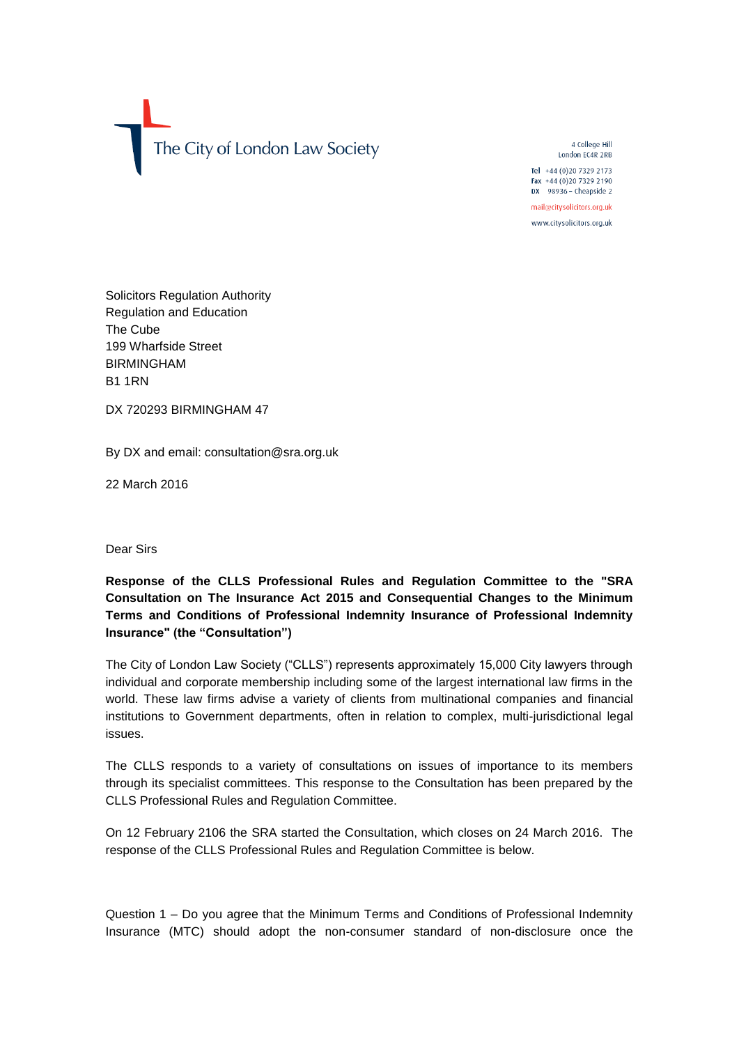The City of London Law Society

4 College Hill
London EC4R 2RB

Tel +44 (0)20 7329 2173
Fax +44 (0)20 7329 2190
DX 98936 – Cheapside 2

mail@citysolicitors.org.uk

www.citysolicitors.org.uk

Solicitors Regulation Authority
Regulation and Education
The Cube
199 Wharfside Street
BIRMINGHAM
B1 1RN

DX 720293 BIRMINGHAM 47

By DX and email: consultation@sra.org.uk

22 March 2016

Dear Sirs

**Response of the CLLS Professional Rules and Regulation Committee to the "SRA Consultation on The Insurance Act 2015 and Consequential Changes to the Minimum Terms and Conditions of Professional Indemnity Insurance of Professional Indemnity Insurance" (the "Consultation")**

The City of London Law Society ("CLLS") represents approximately 15,000 City lawyers through individual and corporate membership including some of the largest international law firms in the world. These law firms advise a variety of clients from multinational companies and financial institutions to Government departments, often in relation to complex, multi-jurisdictional legal issues.

The CLLS responds to a variety of consultations on issues of importance to its members through its specialist committees. This response to the Consultation has been prepared by the CLLS Professional Rules and Regulation Committee.

On 12 February 2106 the SRA started the Consultation, which closes on 24 March 2016. The response of the CLLS Professional Rules and Regulation Committee is below.

Question 1 – Do you agree that the Minimum Terms and Conditions of Professional Indemnity Insurance (MTC) should adopt the non-consumer standard of non-disclosure once the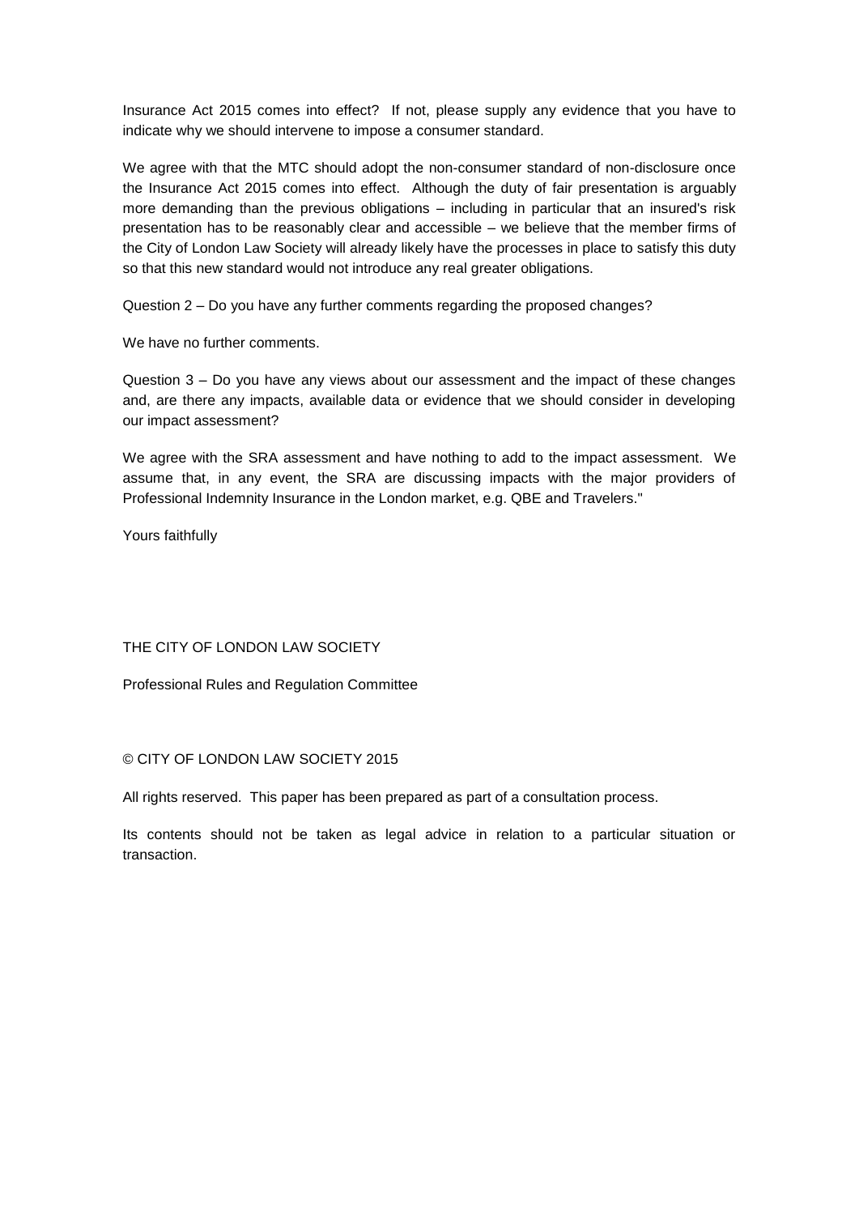Insurance Act 2015 comes into effect? If not, please supply any evidence that you have to indicate why we should intervene to impose a consumer standard.

We agree with that the MTC should adopt the non-consumer standard of non-disclosure once the Insurance Act 2015 comes into effect. Although the duty of fair presentation is arguably more demanding than the previous obligations – including in particular that an insured's risk presentation has to be reasonably clear and accessible – we believe that the member firms of the City of London Law Society will already likely have the processes in place to satisfy this duty so that this new standard would not introduce any real greater obligations.

Question 2 – Do you have any further comments regarding the proposed changes?

We have no further comments.

Question 3 – Do you have any views about our assessment and the impact of these changes and, are there any impacts, available data or evidence that we should consider in developing our impact assessment?

We agree with the SRA assessment and have nothing to add to the impact assessment. We assume that, in any event, the SRA are discussing impacts with the major providers of Professional Indemnity Insurance in the London market, e.g. QBE and Travelers."

Yours faithfully

THE CITY OF LONDON LAW SOCIETY

Professional Rules and Regulation Committee

© CITY OF LONDON LAW SOCIETY 2015

All rights reserved. This paper has been prepared as part of a consultation process.

Its contents should not be taken as legal advice in relation to a particular situation or transaction.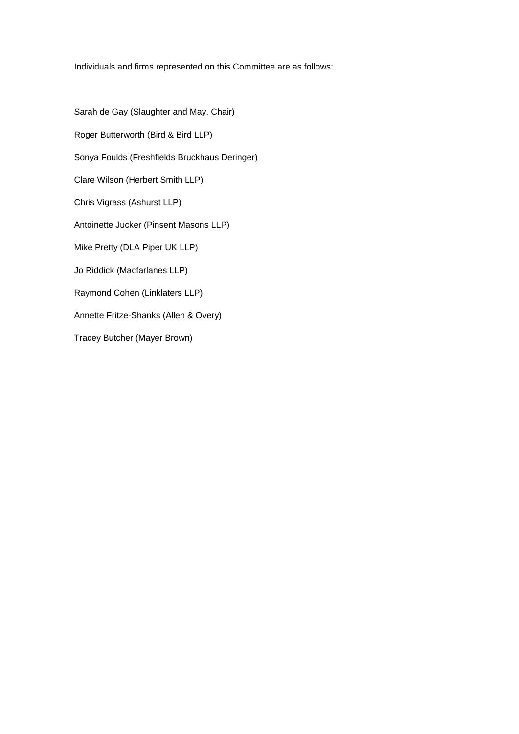Individuals and firms represented on this Committee are as follows:

Sarah de Gay (Slaughter and May, Chair)

Roger Butterworth (Bird & Bird LLP)

Sonya Foulds (Freshfields Bruckhaus Deringer)

Clare Wilson (Herbert Smith LLP)

Chris Vigrass (Ashurst LLP)

Antoinette Jucker (Pinsent Masons LLP)

Mike Pretty (DLA Piper UK LLP)

Jo Riddick (Macfarlanes LLP)

Raymond Cohen (Linklaters LLP)

Annette Fritze-Shanks (Allen & Overy)

Tracey Butcher (Mayer Brown)